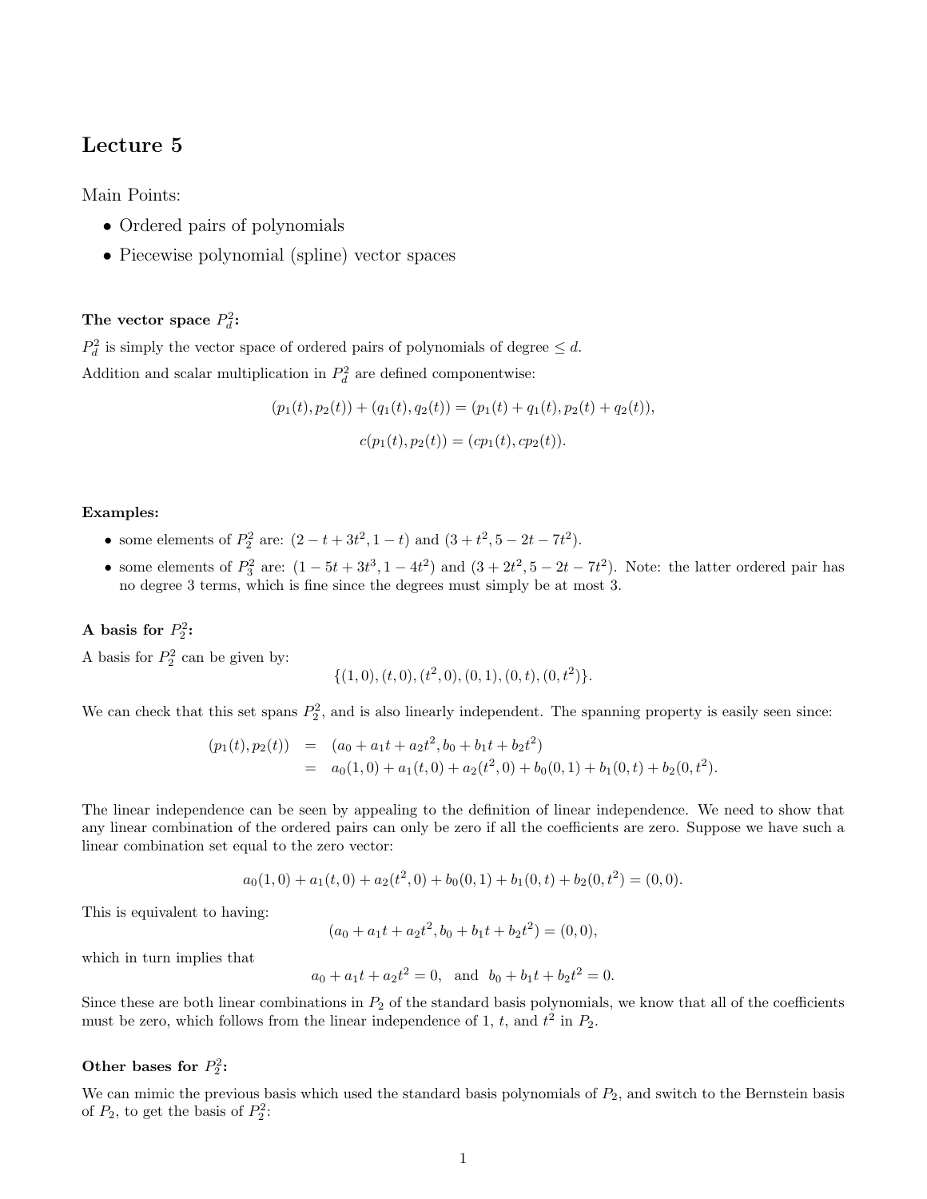# Lecture 5

Main Points:

- Ordered pairs of polynomials
- Piecewise polynomial (spline) vector spaces

**The vector space $P_d^2$:**

$P_d^2$ is simply the vector space of ordered pairs of polynomials of degree $\leq d$.

Addition and scalar multiplication in $P_d^2$ are defined componentwise:

$$(p_1(t), p_2(t)) + (q_1(t), q_2(t)) = (p_1(t) + q_1(t), p_2(t) + q_2(t)),$$

$$c(p_1(t), p_2(t)) = (cp_1(t), cp_2(t)).$$

**Examples:**

- some elements of $P_2^2$ are: $(2 - t + 3t^2, 1 - t)$ and $(3 + t^2, 5 - 2t - 7t^2)$.
- some elements of $P_3^2$ are: $(1 - 5t + 3t^3, 1 - 4t^2)$ and $(3 + 2t^2, 5 - 2t - 7t^2)$. Note: the latter ordered pair has no degree 3 terms, which is fine since the degrees must simply be at most 3.

**A basis for $P_2^2$:**

A basis for $P_2^2$ can be given by:

$$\{(1, 0), (t, 0), (t^2, 0), (0, 1), (0, t), (0, t^2)\}.$$

We can check that this set spans $P_2^2$, and is also linearly independent. The spanning property is easily seen since:

$$\begin{aligned}
(p_1(t), p_2(t)) &= (a_0 + a_1 t + a_2 t^2, b_0 + b_1 t + b_2 t^2) \\
&= a_0(1, 0) + a_1(t, 0) + a_2(t^2, 0) + b_0(0, 1) + b_1(0, t) + b_2(0, t^2).
\end{aligned}$$

The linear independence can be seen by appealing to the definition of linear independence. We need to show that any linear combination of the ordered pairs can only be zero if all the coefficients are zero. Suppose we have such a linear combination set equal to the zero vector:

$$a_0(1, 0) + a_1(t, 0) + a_2(t^2, 0) + b_0(0, 1) + b_1(0, t) + b_2(0, t^2) = (0, 0).$$

This is equivalent to having:

$$(a_0 + a_1 t + a_2 t^2, b_0 + b_1 t + b_2 t^2) = (0, 0),$$

which in turn implies that

$$a_0 + a_1 t + a_2 t^2 = 0, \quad \text{and} \quad b_0 + b_1 t + b_2 t^2 = 0.$$

Since these are both linear combinations in $P_2$ of the standard basis polynomials, we know that all of the coefficients must be zero, which follows from the linear independence of 1, $t$, and $t^2$ in $P_2$.

**Other bases for $P_2^2$:**

We can mimic the previous basis which used the standard basis polynomials of $P_2$, and switch to the Bernstein basis of $P_2$, to get the basis of $P_2^2$: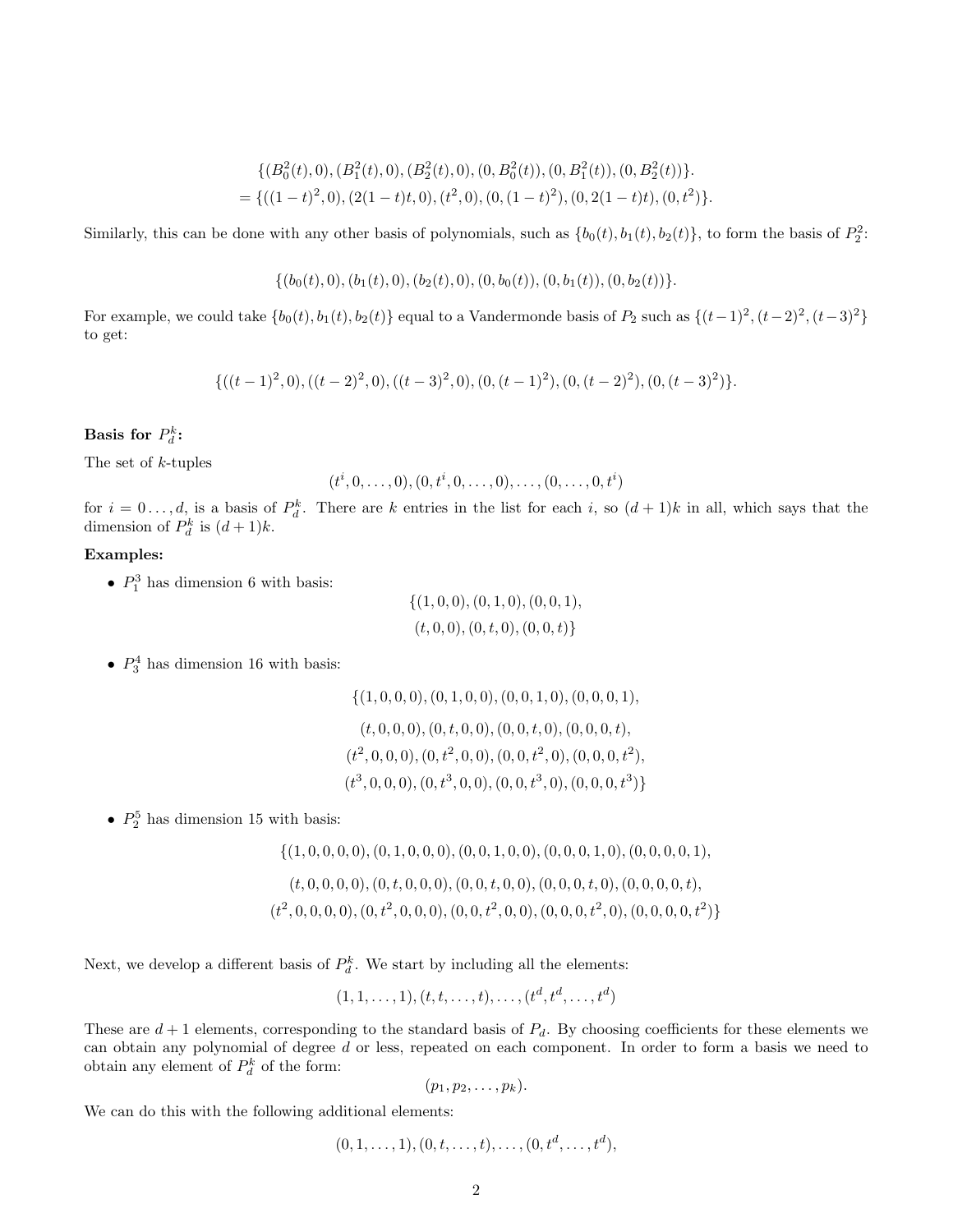$$\{(B_0^2(t),0),(B_1^2(t),0),(B_2^2(t),0),(0,B_0^2(t)),(0,B_1^2(t)),(0,B_2^2(t))\}.$$
$$=\{((1-t)^2,0),(2(1-t)t,0),(t^2,0),(0,(1-t)^2),(0,2(1-t)t),(0,t^2)\}.$$

Similarly, this can be done with any other basis of polynomials, such as $\{b_0(t), b_1(t), b_2(t)\}$, to form the basis of $P_2^2$:

$$\{(b_0(t),0),(b_1(t),0),(b_2(t),0),(0,b_0(t)),(0,b_1(t)),(0,b_2(t))\}.$$

For example, we could take $\{b_0(t), b_1(t), b_2(t)\}$ equal to a Vandermonde basis of $P_2$ such as $\{(t-1)^2,(t-2)^2,(t-3)^2\}$ to get:

$$\{((t-1)^2,0),((t-2)^2,0),((t-3)^2,0),(0,(t-1)^2),(0,(t-2)^2),(0,(t-3)^2)\}.$$

**Basis for $P_d^k$:**

The set of $k$-tuples

$$(t^i,0,\ldots,0),(0,t^i,0,\ldots,0),\ldots,(0,\ldots,0,t^i)$$

for $i = 0\ldots,d$, is a basis of $P_d^k$. There are $k$ entries in the list for each $i$, so $(d+1)k$ in all, which says that the dimension of $P_d^k$ is $(d+1)k$.

**Examples:**

- $P_1^3$ has dimension 6 with basis:

$$\{(1,0,0),(0,1,0),(0,0,1),$$
$$(t,0,0),(0,t,0),(0,0,t)\}$$

- $P_3^4$ has dimension 16 with basis:

$$\{(1,0,0,0),(0,1,0,0),(0,0,1,0),(0,0,0,1),$$
$$(t,0,0,0),(0,t,0,0),(0,0,t,0),(0,0,0,t),$$
$$(t^2,0,0,0),(0,t^2,0,0),(0,0,t^2,0),(0,0,0,t^2),$$
$$(t^3,0,0,0),(0,t^3,0,0),(0,0,t^3,0),(0,0,0,t^3)\}$$

- $P_2^5$ has dimension 15 with basis:

$$\{(1,0,0,0,0),(0,1,0,0,0),(0,0,1,0,0),(0,0,0,1,0),(0,0,0,0,1),$$
$$(t,0,0,0,0),(0,t,0,0,0),(0,0,t,0,0),(0,0,0,t,0),(0,0,0,0,t),$$
$$(t^2,0,0,0,0),(0,t^2,0,0,0),(0,0,t^2,0,0),(0,0,0,t^2,0),(0,0,0,0,t^2)\}$$

Next, we develop a different basis of $P_d^k$. We start by including all the elements:

$$(1,1,\ldots,1),(t,t,\ldots,t),\ldots,(t^d,t^d,\ldots,t^d)$$

These are $d+1$ elements, corresponding to the standard basis of $P_d$. By choosing coefficients for these elements we can obtain any polynomial of degree $d$ or less, repeated on each component. In order to form a basis we need to obtain any element of $P_d^k$ of the form:

$$(p_1,p_2,\ldots,p_k).$$

We can do this with the following additional elements:

$$(0,1,\ldots,1),(0,t,\ldots,t),\ldots,(0,t^d,\ldots,t^d),$$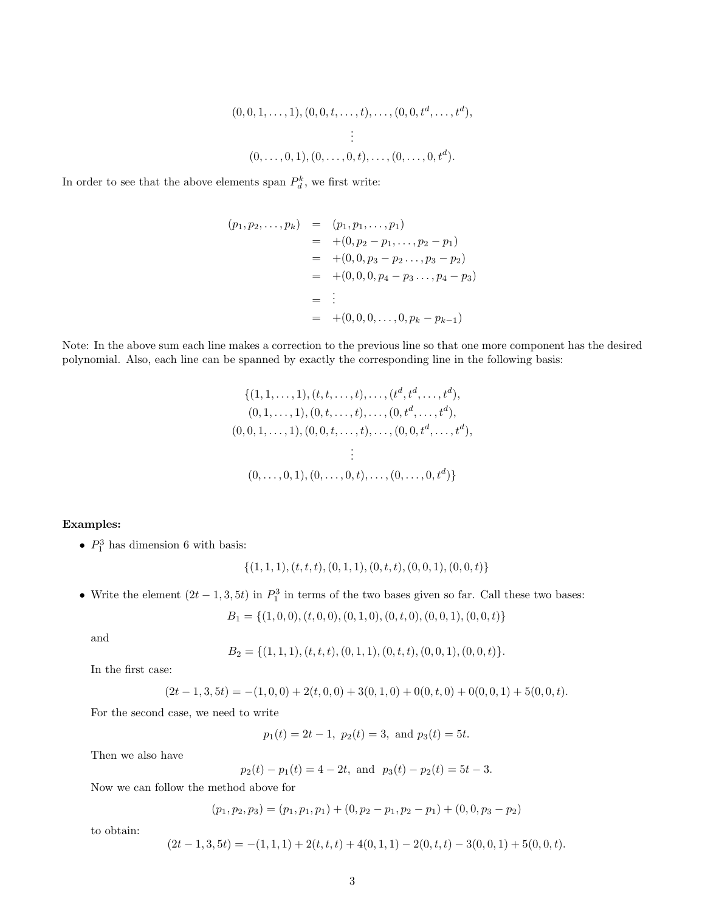$$(0,0,1,\ldots,1),(0,0,t,\ldots,t),\ldots,(0,0,t^d,\ldots,t^d),$$
$$\vdots$$
$$(0,\ldots,0,1),(0,\ldots,0,t),\ldots,(0,\ldots,0,t^d).$$

In order to see that the above elements span $P_d^k$, we first write:

$$
\begin{aligned}
(p_1,p_2,\ldots,p_k) &= (p_1,p_1,\ldots,p_1) \\
&= +(0,p_2-p_1,\ldots,p_2-p_1) \\
&= +(0,0,p_3-p_2\ldots,p_3-p_2) \\
&= +(0,0,0,p_4-p_3\ldots,p_4-p_3) \\
&= \vdots \\
&= +(0,0,0,\ldots,0,p_k-p_{k-1})
\end{aligned}
$$

Note: In the above sum each line makes a correction to the previous line so that one more component has the desired polynomial. Also, each line can be spanned by exactly the corresponding line in the following basis:

$$
\begin{gathered}
\{(1,1,\ldots,1),(t,t,\ldots,t),\ldots,(t^d,t^d,\ldots,t^d), \\
(0,1,\ldots,1),(0,t,\ldots,t),\ldots,(0,t^d,\ldots,t^d), \\
(0,0,1,\ldots,1),(0,0,t,\ldots,t),\ldots,(0,0,t^d,\ldots,t^d), \\
\vdots \\
(0,\ldots,0,1),(0,\ldots,0,t),\ldots,(0,\ldots,0,t^d)\}
\end{gathered}
$$

**Examples:**

- $P_1^3$ has dimension 6 with basis:

$$\{(1,1,1),(t,t,t),(0,1,1),(0,t,t),(0,0,1),(0,0,t)\}$$

- Write the element $(2t-1,3,5t)$ in $P_1^3$ in terms of the two bases given so far. Call these two bases:

$$B_1 = \{(1,0,0),(t,0,0),(0,1,0),(0,t,0),(0,0,1),(0,0,t)\}$$

  and

$$B_2 = \{(1,1,1),(t,t,t),(0,1,1),(0,t,t),(0,0,1),(0,0,t)\}.$$

  In the first case:

$$(2t-1,3,5t) = -(1,0,0)+2(t,0,0)+3(0,1,0)+0(0,t,0)+0(0,0,1)+5(0,0,t).$$

  For the second case, we need to write

$$p_1(t)=2t-1,\ p_2(t)=3,\ \text{and}\ p_3(t)=5t.$$

  Then we also have

$$p_2(t)-p_1(t)=4-2t,\ \text{and}\ \ p_3(t)-p_2(t)=5t-3.$$

  Now we can follow the method above for

$$(p_1,p_2,p_3)=(p_1,p_1,p_1)+(0,p_2-p_1,p_2-p_1)+(0,0,p_3-p_2)$$

  to obtain:

$$(2t-1,3,5t) = -(1,1,1)+2(t,t,t)+4(0,1,1)-2(0,t,t)-3(0,0,1)+5(0,0,t).$$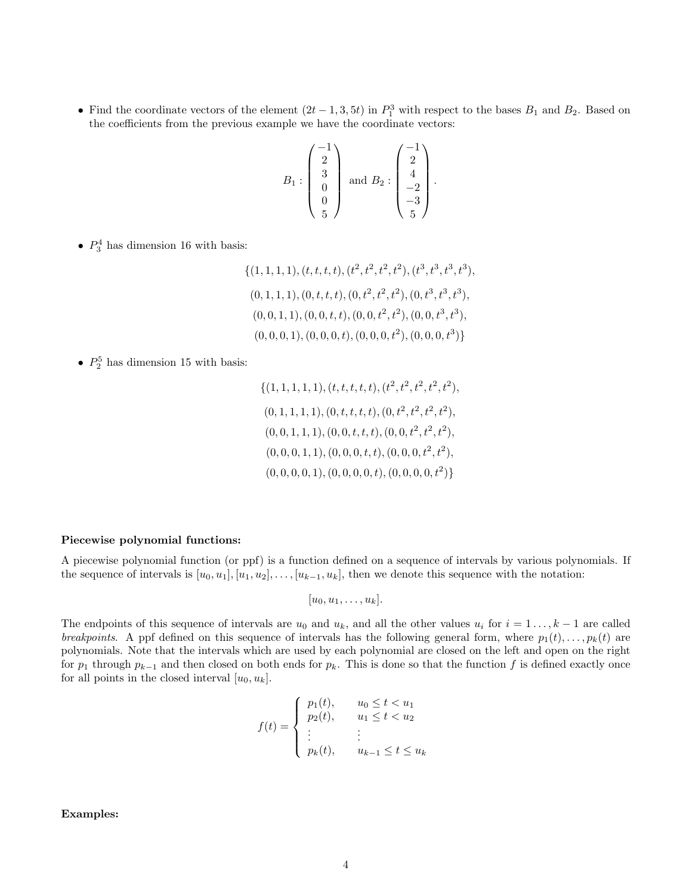- Find the coordinate vectors of the element $(2t-1, 3, 5t)$ in $P_1^3$ with respect to the bases $B_1$ and $B_2$. Based on the coefficients from the previous example we have the coordinate vectors:

$$B_1 : \begin{pmatrix} -1 \\ 2 \\ 3 \\ 0 \\ 0 \\ 5 \end{pmatrix} \text{ and } B_2 : \begin{pmatrix} -1 \\ 2 \\ 4 \\ -2 \\ -3 \\ 5 \end{pmatrix}.$$

- $P_3^4$ has dimension 16 with basis:

$$\{(1,1,1,1), (t,t,t,t), (t^2,t^2,t^2,t^2), (t^3,t^3,t^3,t^3),$$
$$(0,1,1,1), (0,t,t,t), (0,t^2,t^2,t^2), (0,t^3,t^3,t^3),$$
$$(0,0,1,1), (0,0,t,t), (0,0,t^2,t^2), (0,0,t^3,t^3),$$
$$(0,0,0,1), (0,0,0,t), (0,0,0,t^2), (0,0,0,t^3)\}$$

- $P_2^5$ has dimension 15 with basis:

$$\{(1,1,1,1,1), (t,t,t,t,t), (t^2,t^2,t^2,t^2,t^2),$$
$$(0,1,1,1,1), (0,t,t,t,t), (0,t^2,t^2,t^2,t^2),$$
$$(0,0,1,1,1), (0,0,t,t,t), (0,0,t^2,t^2,t^2),$$
$$(0,0,0,1,1), (0,0,0,t,t), (0,0,0,t^2,t^2),$$
$$(0,0,0,0,1), (0,0,0,0,t), (0,0,0,0,t^2)\}$$

**Piecewise polynomial functions:**

A piecewise polynomial function (or ppf) is a function defined on a sequence of intervals by various polynomials. If the sequence of intervals is $[u_0, u_1], [u_1, u_2], \ldots, [u_{k-1}, u_k]$, then we denote this sequence with the notation:

$$[u_0, u_1, \ldots, u_k].$$

The endpoints of this sequence of intervals are $u_0$ and $u_k$, and all the other values $u_i$ for $i = 1\ldots, k-1$ are called *breakpoints*. A ppf defined on this sequence of intervals has the following general form, where $p_1(t), \ldots, p_k(t)$ are polynomials. Note that the intervals which are used by each polynomial are closed on the left and open on the right for $p_1$ through $p_{k-1}$ and then closed on both ends for $p_k$. This is done so that the function $f$ is defined exactly once for all points in the closed interval $[u_0, u_k]$.

$$f(t) = \begin{cases} p_1(t), & u_0 \leq t < u_1 \\ p_2(t), & u_1 \leq t < u_2 \\ \vdots & \vdots \\ p_k(t), & u_{k-1} \leq t \leq u_k \end{cases}$$

**Examples:**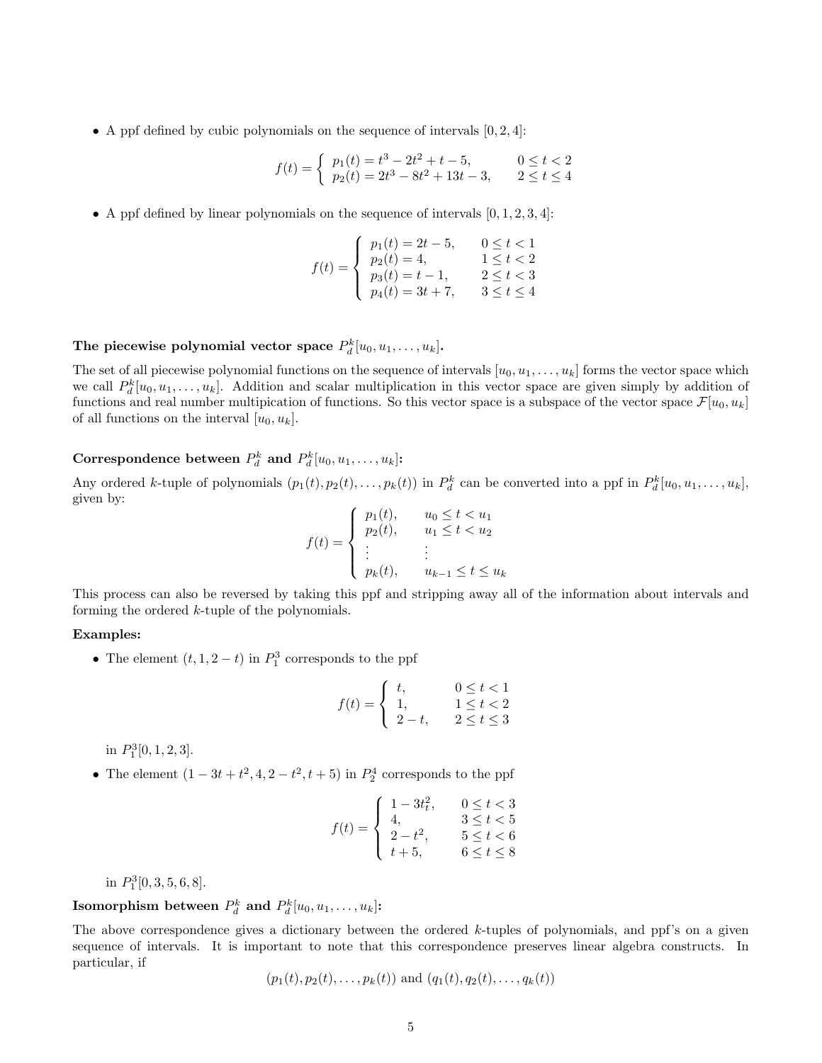- A ppf defined by cubic polynomials on the sequence of intervals $[0, 2, 4]$:

$$f(t) = \begin{cases} p_1(t) = t^3 - 2t^2 + t - 5, & 0 \le t < 2 \\ p_2(t) = 2t^3 - 8t^2 + 13t - 3, & 2 \le t \le 4 \end{cases}$$

- A ppf defined by linear polynomials on the sequence of intervals $[0, 1, 2, 3, 4]$:

$$f(t) = \begin{cases} p_1(t) = 2t - 5, & 0 \le t < 1 \\ p_2(t) = 4, & 1 \le t < 2 \\ p_3(t) = t - 1, & 2 \le t < 3 \\ p_4(t) = 3t + 7, & 3 \le t \le 4 \end{cases}$$

**The piecewise polynomial vector space $P_d^k[u_0, u_1, \ldots, u_k]$.**

The set of all piecewise polynomial functions on the sequence of intervals $[u_0, u_1, \ldots, u_k]$ forms the vector space which we call $P_d^k[u_0, u_1, \ldots, u_k]$. Addition and scalar multiplication in this vector space are given simply by addition of functions and real number multipication of functions. So this vector space is a subspace of the vector space $\mathcal{F}[u_0, u_k]$ of all functions on the interval $[u_0, u_k]$.

**Correspondence between $P_d^k$ and $P_d^k[u_0, u_1, \ldots, u_k]$:**

Any ordered $k$-tuple of polynomials $(p_1(t), p_2(t), \ldots, p_k(t))$ in $P_d^k$ can be converted into a ppf in $P_d^k[u_0, u_1, \ldots, u_k]$, given by:

$$f(t) = \begin{cases} p_1(t), & u_0 \le t < u_1 \\ p_2(t), & u_1 \le t < u_2 \\ \vdots & \vdots \\ p_k(t), & u_{k-1} \le t \le u_k \end{cases}$$

This process can also be reversed by taking this ppf and stripping away all of the information about intervals and forming the ordered $k$-tuple of the polynomials.

**Examples:**

- The element $(t, 1, 2 - t)$ in $P_1^3$ corresponds to the ppf

$$f(t) = \begin{cases} t, & 0 \le t < 1 \\ 1, & 1 \le t < 2 \\ 2 - t, & 2 \le t \le 3 \end{cases}$$

  in $P_1^3[0, 1, 2, 3]$.

- The element $(1 - 3t + t^2, 4, 2 - t^2, t + 5)$ in $P_2^4$ corresponds to the ppf

$$f(t) = \begin{cases} 1 - 3t_t^2, & 0 \le t < 3 \\ 4, & 3 \le t < 5 \\ 2 - t^2, & 5 \le t < 6 \\ t + 5, & 6 \le t \le 8 \end{cases}$$

  in $P_1^3[0, 3, 5, 6, 8]$.

**Isomorphism between $P_d^k$ and $P_d^k[u_0, u_1, \ldots, u_k]$:**

The above correspondence gives a dictionary between the ordered $k$-tuples of polynomials, and ppf's on a given sequence of intervals. It is important to note that this correspondence preserves linear algebra constructs. In particular, if

$$(p_1(t), p_2(t), \ldots, p_k(t)) \text{ and } (q_1(t), q_2(t), \ldots, q_k(t))$$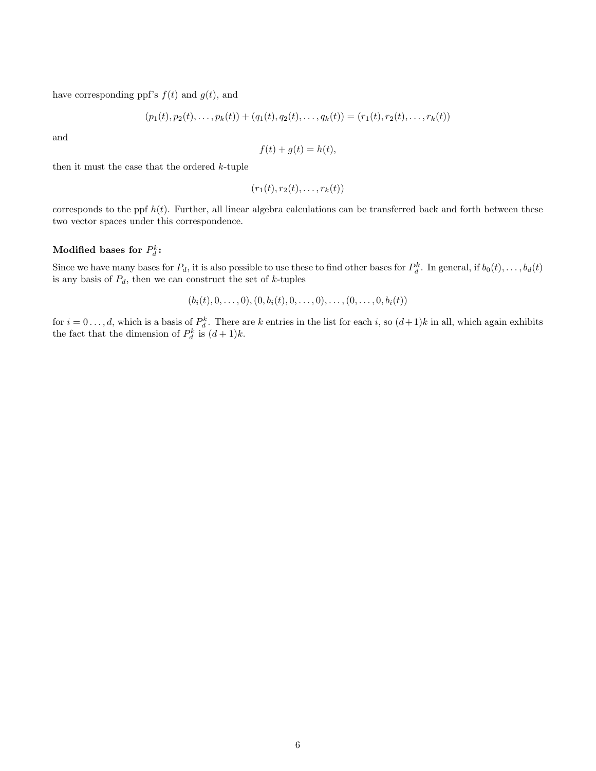have corresponding ppf's $f(t)$ and $g(t)$, and

$$(p_1(t), p_2(t), \ldots, p_k(t)) + (q_1(t), q_2(t), \ldots, q_k(t)) = (r_1(t), r_2(t), \ldots, r_k(t))$$

and

$$f(t) + g(t) = h(t),$$

then it must the case that the ordered $k$-tuple

$$(r_1(t), r_2(t), \ldots, r_k(t))$$

corresponds to the ppf $h(t)$. Further, all linear algebra calculations can be transferred back and forth between these two vector spaces under this correspondence.

### Modified bases for $P_d^k$:

Since we have many bases for $P_d$, it is also possible to use these to find other bases for $P_d^k$. In general, if $b_0(t), \ldots, b_d(t)$ is any basis of $P_d$, then we can construct the set of $k$-tuples

$$(b_i(t), 0, \ldots, 0), (0, b_i(t), 0, \ldots, 0), \ldots, (0, \ldots, 0, b_i(t))$$

for $i = 0 \ldots, d$, which is a basis of $P_d^k$. There are $k$ entries in the list for each $i$, so $(d+1)k$ in all, which again exhibits the fact that the dimension of $P_d^k$ is $(d+1)k$.